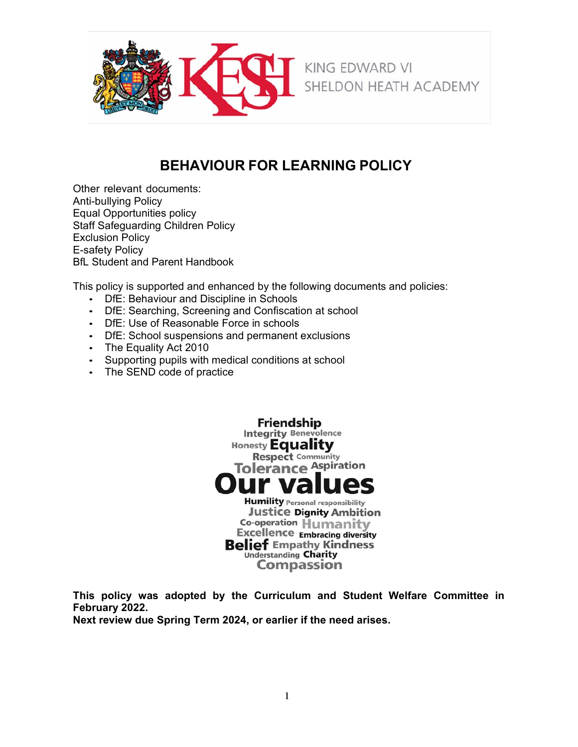KING EDWARD VI
SHELDON HEATH ACADEMY

# BEHAVIOUR FOR LEARNING POLICY

Other relevant documents:
Anti-bullying Policy
Equal Opportunities policy
Staff Safeguarding Children Policy
Exclusion Policy
E-safety Policy
BfL Student and Parent Handbook

This policy is supported and enhanced by the following documents and policies:

- DfE: Behaviour and Discipline in Schools
- DfE: Searching, Screening and Confiscation at school
- DfE: Use of Reasonable Force in schools
- DfE: School suspensions and permanent exclusions
- The Equality Act 2010
- Supporting pupils with medical conditions at school
- The SEND code of practice

Friendship
Integrity Benevolence
Honesty Equality
Respect Community
Tolerance Aspiration
**Our values**
Humility Personal responsibility
Justice Dignity Ambition
Co-operation Humanity
Excellence Embracing diversity
Belief Empathy Kindness
Understanding Charity
Compassion

**This policy was adopted by the Curriculum and Student Welfare Committee in February 2022.**
**Next review due Spring Term 2024, or earlier if the need arises.**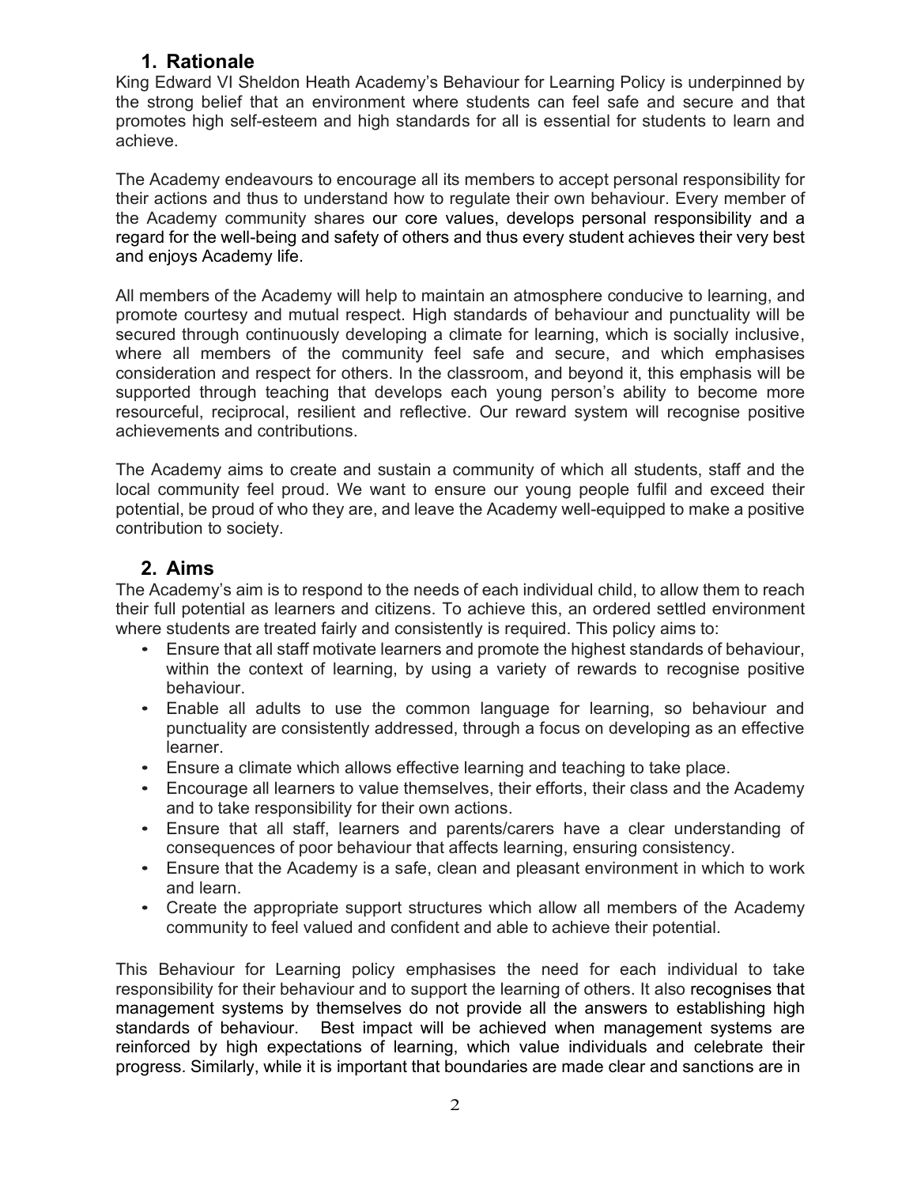## 1. Rationale

King Edward VI Sheldon Heath Academy's Behaviour for Learning Policy is underpinned by the strong belief that an environment where students can feel safe and secure and that promotes high self-esteem and high standards for all is essential for students to learn and achieve.

The Academy endeavours to encourage all its members to accept personal responsibility for their actions and thus to understand how to regulate their own behaviour. Every member of the Academy community shares our core values, develops personal responsibility and a regard for the well-being and safety of others and thus every student achieves their very best and enjoys Academy life.

All members of the Academy will help to maintain an atmosphere conducive to learning, and promote courtesy and mutual respect. High standards of behaviour and punctuality will be secured through continuously developing a climate for learning, which is socially inclusive, where all members of the community feel safe and secure, and which emphasises consideration and respect for others. In the classroom, and beyond it, this emphasis will be supported through teaching that develops each young person's ability to become more resourceful, reciprocal, resilient and reflective. Our reward system will recognise positive achievements and contributions.

The Academy aims to create and sustain a community of which all students, staff and the local community feel proud. We want to ensure our young people fulfil and exceed their potential, be proud of who they are, and leave the Academy well-equipped to make a positive contribution to society.

## 2. Aims

The Academy's aim is to respond to the needs of each individual child, to allow them to reach their full potential as learners and citizens. To achieve this, an ordered settled environment where students are treated fairly and consistently is required. This policy aims to:

- Ensure that all staff motivate learners and promote the highest standards of behaviour, within the context of learning, by using a variety of rewards to recognise positive behaviour.
- Enable all adults to use the common language for learning, so behaviour and punctuality are consistently addressed, through a focus on developing as an effective learner.
- Ensure a climate which allows effective learning and teaching to take place.
- Encourage all learners to value themselves, their efforts, their class and the Academy and to take responsibility for their own actions.
- Ensure that all staff, learners and parents/carers have a clear understanding of consequences of poor behaviour that affects learning, ensuring consistency.
- Ensure that the Academy is a safe, clean and pleasant environment in which to work and learn.
- Create the appropriate support structures which allow all members of the Academy community to feel valued and confident and able to achieve their potential.

This Behaviour for Learning policy emphasises the need for each individual to take responsibility for their behaviour and to support the learning of others. It also recognises that management systems by themselves do not provide all the answers to establishing high standards of behaviour. Best impact will be achieved when management systems are reinforced by high expectations of learning, which value individuals and celebrate their progress. Similarly, while it is important that boundaries are made clear and sanctions are in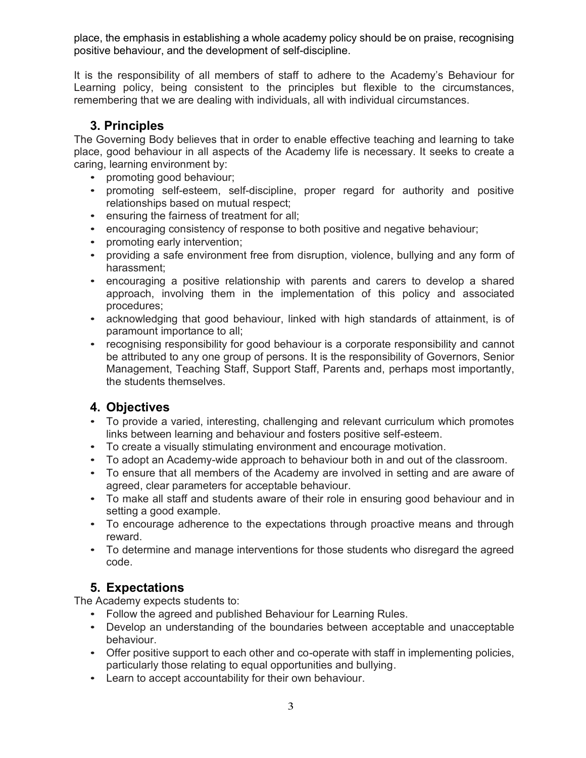place, the emphasis in establishing a whole academy policy should be on praise, recognising positive behaviour, and the development of self-discipline.

It is the responsibility of all members of staff to adhere to the Academy's Behaviour for Learning policy, being consistent to the principles but flexible to the circumstances, remembering that we are dealing with individuals, all with individual circumstances.

## 3. Principles

The Governing Body believes that in order to enable effective teaching and learning to take place, good behaviour in all aspects of the Academy life is necessary. It seeks to create a caring, learning environment by:

- promoting good behaviour;
- promoting self-esteem, self-discipline, proper regard for authority and positive relationships based on mutual respect;
- ensuring the fairness of treatment for all;
- encouraging consistency of response to both positive and negative behaviour;
- promoting early intervention;
- providing a safe environment free from disruption, violence, bullying and any form of harassment;
- encouraging a positive relationship with parents and carers to develop a shared approach, involving them in the implementation of this policy and associated procedures;
- acknowledging that good behaviour, linked with high standards of attainment, is of paramount importance to all;
- recognising responsibility for good behaviour is a corporate responsibility and cannot be attributed to any one group of persons. It is the responsibility of Governors, Senior Management, Teaching Staff, Support Staff, Parents and, perhaps most importantly, the students themselves.

## 4. Objectives

- To provide a varied, interesting, challenging and relevant curriculum which promotes links between learning and behaviour and fosters positive self-esteem.
- To create a visually stimulating environment and encourage motivation.
- To adopt an Academy-wide approach to behaviour both in and out of the classroom.
- To ensure that all members of the Academy are involved in setting and are aware of agreed, clear parameters for acceptable behaviour.
- To make all staff and students aware of their role in ensuring good behaviour and in setting a good example.
- To encourage adherence to the expectations through proactive means and through reward.
- To determine and manage interventions for those students who disregard the agreed code.

## 5. Expectations

The Academy expects students to:

- Follow the agreed and published Behaviour for Learning Rules.
- Develop an understanding of the boundaries between acceptable and unacceptable behaviour.
- Offer positive support to each other and co-operate with staff in implementing policies, particularly those relating to equal opportunities and bullying.
- Learn to accept accountability for their own behaviour.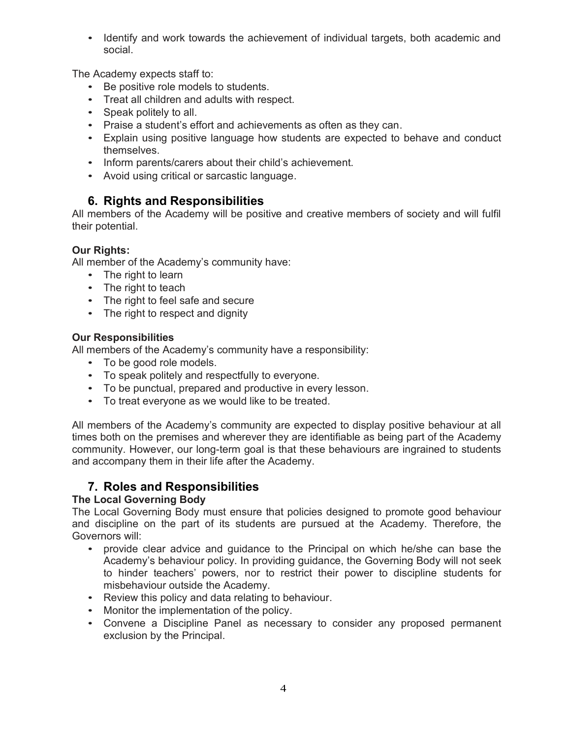- Identify and work towards the achievement of individual targets, both academic and social.

The Academy expects staff to:

- Be positive role models to students.
- Treat all children and adults with respect.
- Speak politely to all.
- Praise a student's effort and achievements as often as they can.
- Explain using positive language how students are expected to behave and conduct themselves.
- Inform parents/carers about their child's achievement.
- Avoid using critical or sarcastic language.

## 6. Rights and Responsibilities

All members of the Academy will be positive and creative members of society and will fulfil their potential.

**Our Rights:**

All member of the Academy's community have:

- The right to learn
- The right to teach
- The right to feel safe and secure
- The right to respect and dignity

**Our Responsibilities**

All members of the Academy's community have a responsibility:

- To be good role models.
- To speak politely and respectfully to everyone.
- To be punctual, prepared and productive in every lesson.
- To treat everyone as we would like to be treated.

All members of the Academy's community are expected to display positive behaviour at all times both on the premises and wherever they are identifiable as being part of the Academy community. However, our long-term goal is that these behaviours are ingrained to students and accompany them in their life after the Academy.

## 7. Roles and Responsibilities

**The Local Governing Body**

The Local Governing Body must ensure that policies designed to promote good behaviour and discipline on the part of its students are pursued at the Academy. Therefore, the Governors will:

- provide clear advice and guidance to the Principal on which he/she can base the Academy's behaviour policy. In providing guidance, the Governing Body will not seek to hinder teachers' powers, nor to restrict their power to discipline students for misbehaviour outside the Academy.
- Review this policy and data relating to behaviour.
- Monitor the implementation of the policy.
- Convene a Discipline Panel as necessary to consider any proposed permanent exclusion by the Principal.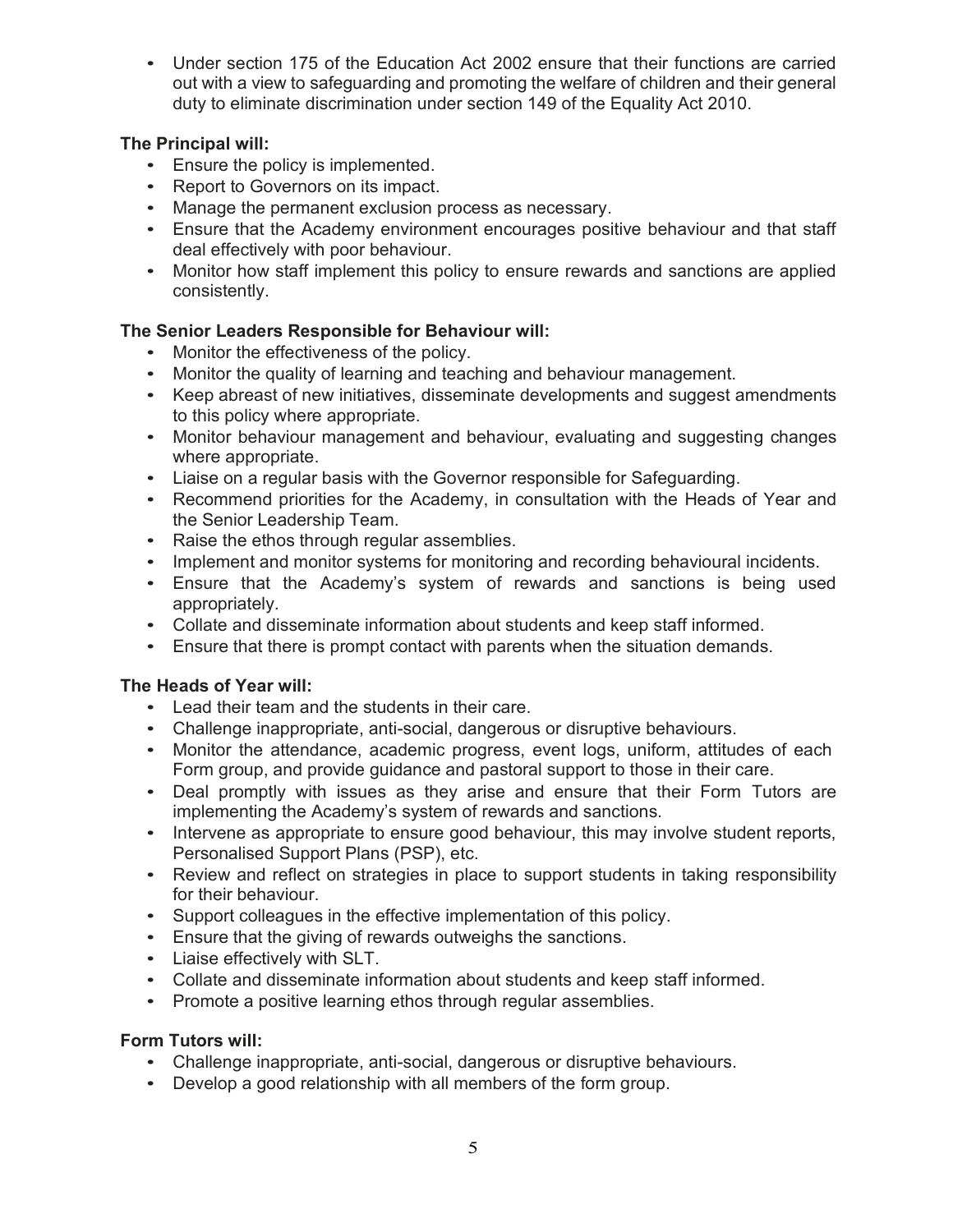- Under section 175 of the Education Act 2002 ensure that their functions are carried out with a view to safeguarding and promoting the welfare of children and their general duty to eliminate discrimination under section 149 of the Equality Act 2010.

**The Principal will:**

- Ensure the policy is implemented.
- Report to Governors on its impact.
- Manage the permanent exclusion process as necessary.
- Ensure that the Academy environment encourages positive behaviour and that staff deal effectively with poor behaviour.
- Monitor how staff implement this policy to ensure rewards and sanctions are applied consistently.

**The Senior Leaders Responsible for Behaviour will:**

- Monitor the effectiveness of the policy.
- Monitor the quality of learning and teaching and behaviour management.
- Keep abreast of new initiatives, disseminate developments and suggest amendments to this policy where appropriate.
- Monitor behaviour management and behaviour, evaluating and suggesting changes where appropriate.
- Liaise on a regular basis with the Governor responsible for Safeguarding.
- Recommend priorities for the Academy, in consultation with the Heads of Year and the Senior Leadership Team.
- Raise the ethos through regular assemblies.
- Implement and monitor systems for monitoring and recording behavioural incidents.
- Ensure that the Academy's system of rewards and sanctions is being used appropriately.
- Collate and disseminate information about students and keep staff informed.
- Ensure that there is prompt contact with parents when the situation demands.

**The Heads of Year will:**

- Lead their team and the students in their care.
- Challenge inappropriate, anti-social, dangerous or disruptive behaviours.
- Monitor the attendance, academic progress, event logs, uniform, attitudes of each Form group, and provide guidance and pastoral support to those in their care.
- Deal promptly with issues as they arise and ensure that their Form Tutors are implementing the Academy's system of rewards and sanctions.
- Intervene as appropriate to ensure good behaviour, this may involve student reports, Personalised Support Plans (PSP), etc.
- Review and reflect on strategies in place to support students in taking responsibility for their behaviour.
- Support colleagues in the effective implementation of this policy.
- Ensure that the giving of rewards outweighs the sanctions.
- Liaise effectively with SLT.
- Collate and disseminate information about students and keep staff informed.
- Promote a positive learning ethos through regular assemblies.

**Form Tutors will:**

- Challenge inappropriate, anti-social, dangerous or disruptive behaviours.
- Develop a good relationship with all members of the form group.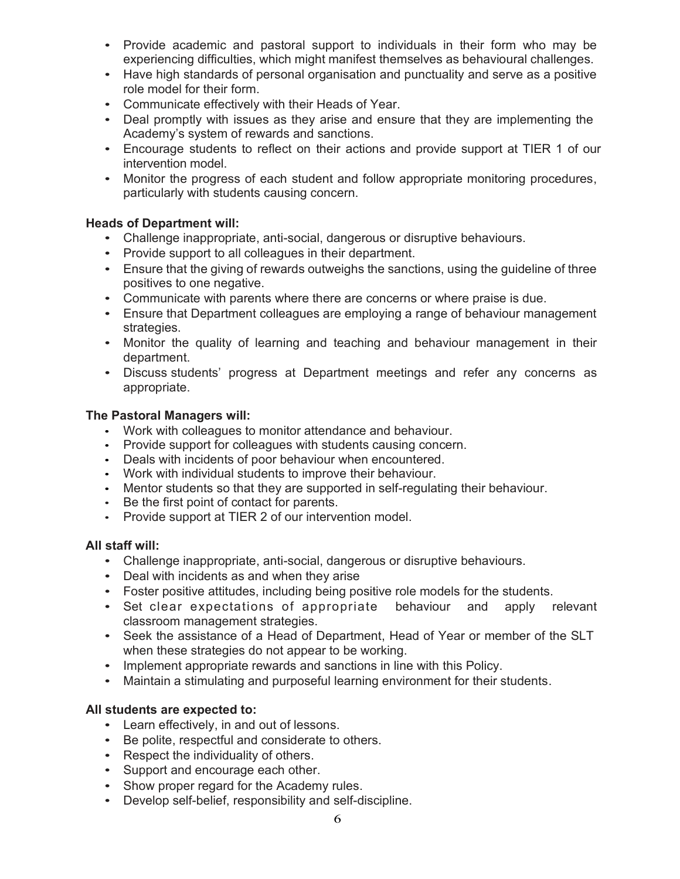- Provide academic and pastoral support to individuals in their form who may be experiencing difficulties, which might manifest themselves as behavioural challenges.
- Have high standards of personal organisation and punctuality and serve as a positive role model for their form.
- Communicate effectively with their Heads of Year.
- Deal promptly with issues as they arise and ensure that they are implementing the Academy's system of rewards and sanctions.
- Encourage students to reflect on their actions and provide support at TIER 1 of our intervention model.
- Monitor the progress of each student and follow appropriate monitoring procedures, particularly with students causing concern.

**Heads of Department will:**

- Challenge inappropriate, anti-social, dangerous or disruptive behaviours.
- Provide support to all colleagues in their department.
- Ensure that the giving of rewards outweighs the sanctions, using the guideline of three positives to one negative.
- Communicate with parents where there are concerns or where praise is due.
- Ensure that Department colleagues are employing a range of behaviour management strategies.
- Monitor the quality of learning and teaching and behaviour management in their department.
- Discuss students' progress at Department meetings and refer any concerns as appropriate.

**The Pastoral Managers will:**

- Work with colleagues to monitor attendance and behaviour.
- Provide support for colleagues with students causing concern.
- Deals with incidents of poor behaviour when encountered.
- Work with individual students to improve their behaviour.
- Mentor students so that they are supported in self-regulating their behaviour.
- Be the first point of contact for parents.
- Provide support at TIER 2 of our intervention model.

**All staff will:**

- Challenge inappropriate, anti-social, dangerous or disruptive behaviours.
- Deal with incidents as and when they arise
- Foster positive attitudes, including being positive role models for the students.
- Set clear expectations of appropriate behaviour and apply relevant classroom management strategies.
- Seek the assistance of a Head of Department, Head of Year or member of the SLT when these strategies do not appear to be working.
- Implement appropriate rewards and sanctions in line with this Policy.
- Maintain a stimulating and purposeful learning environment for their students.

**All students are expected to:**

- Learn effectively, in and out of lessons.
- Be polite, respectful and considerate to others.
- Respect the individuality of others.
- Support and encourage each other.
- Show proper regard for the Academy rules.
- Develop self-belief, responsibility and self-discipline.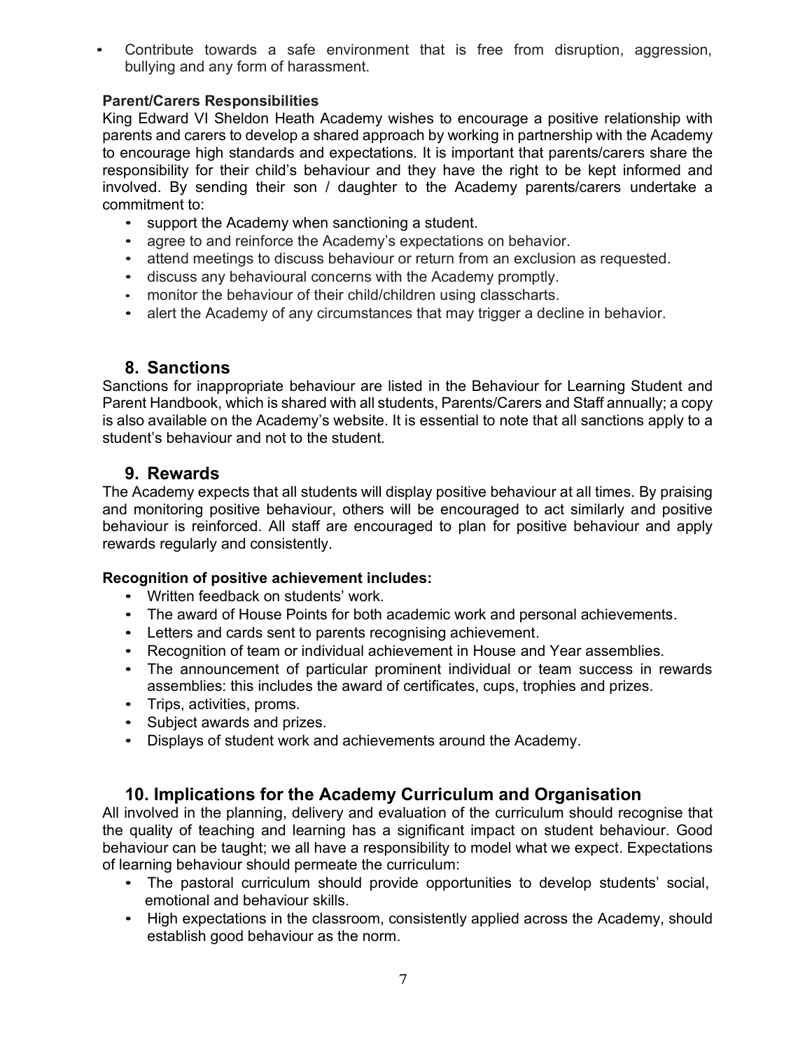- Contribute towards a safe environment that is free from disruption, aggression, bullying and any form of harassment.

**Parent/Carers Responsibilities**

King Edward VI Sheldon Heath Academy wishes to encourage a positive relationship with parents and carers to develop a shared approach by working in partnership with the Academy to encourage high standards and expectations. It is important that parents/carers share the responsibility for their child's behaviour and they have the right to be kept informed and involved. By sending their son / daughter to the Academy parents/carers undertake a commitment to:

- support the Academy when sanctioning a student.
- agree to and reinforce the Academy's expectations on behavior.
- attend meetings to discuss behaviour or return from an exclusion as requested.
- discuss any behavioural concerns with the Academy promptly.
- monitor the behaviour of their child/children using classcharts.
- alert the Academy of any circumstances that may trigger a decline in behavior.

## 8. Sanctions

Sanctions for inappropriate behaviour are listed in the Behaviour for Learning Student and Parent Handbook, which is shared with all students, Parents/Carers and Staff annually; a copy is also available on the Academy's website. It is essential to note that all sanctions apply to a student's behaviour and not to the student.

## 9. Rewards

The Academy expects that all students will display positive behaviour at all times. By praising and monitoring positive behaviour, others will be encouraged to act similarly and positive behaviour is reinforced. All staff are encouraged to plan for positive behaviour and apply rewards regularly and consistently.

**Recognition of positive achievement includes:**

- Written feedback on students' work.
- The award of House Points for both academic work and personal achievements.
- Letters and cards sent to parents recognising achievement.
- Recognition of team or individual achievement in House and Year assemblies.
- The announcement of particular prominent individual or team success in rewards assemblies: this includes the award of certificates, cups, trophies and prizes.
- Trips, activities, proms.
- Subject awards and prizes.
- Displays of student work and achievements around the Academy.

## 10. Implications for the Academy Curriculum and Organisation

All involved in the planning, delivery and evaluation of the curriculum should recognise that the quality of teaching and learning has a significant impact on student behaviour. Good behaviour can be taught; we all have a responsibility to model what we expect. Expectations of learning behaviour should permeate the curriculum:

- The pastoral curriculum should provide opportunities to develop students' social, emotional and behaviour skills.
- High expectations in the classroom, consistently applied across the Academy, should establish good behaviour as the norm.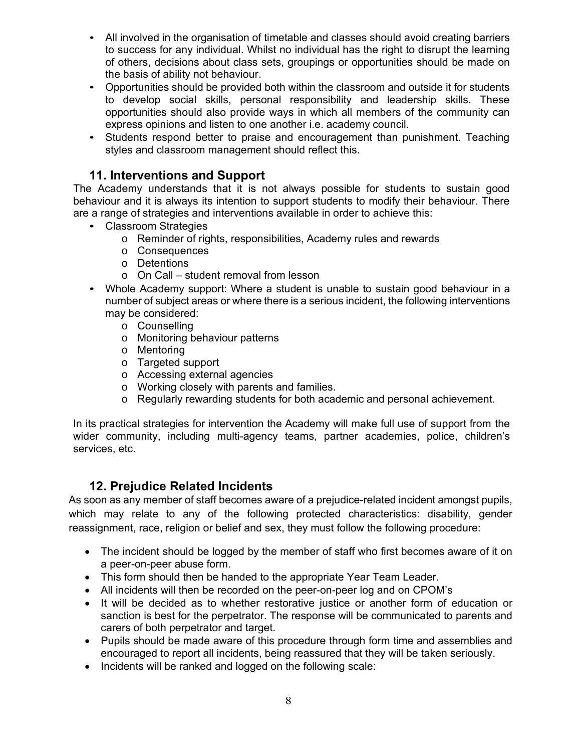- All involved in the organisation of timetable and classes should avoid creating barriers to success for any individual. Whilst no individual has the right to disrupt the learning of others, decisions about class sets, groupings or opportunities should be made on the basis of ability not behaviour.
- Opportunities should be provided both within the classroom and outside it for students to develop social skills, personal responsibility and leadership skills. These opportunities should also provide ways in which all members of the community can express opinions and listen to one another i.e. academy council.
- Students respond better to praise and encouragement than punishment. Teaching styles and classroom management should reflect this.

## 11. Interventions and Support

The Academy understands that it is not always possible for students to sustain good behaviour and it is always its intention to support students to modify their behaviour. There are a range of strategies and interventions available in order to achieve this:

- Classroom Strategies
    - Reminder of rights, responsibilities, Academy rules and rewards
    - Consequences
    - Detentions
    - On Call – student removal from lesson
- Whole Academy support: Where a student is unable to sustain good behaviour in a number of subject areas or where there is a serious incident, the following interventions may be considered:
    - Counselling
    - Monitoring behaviour patterns
    - Mentoring
    - Targeted support
    - Accessing external agencies
    - Working closely with parents and families.
    - Regularly rewarding students for both academic and personal achievement.

In its practical strategies for intervention the Academy will make full use of support from the wider community, including multi-agency teams, partner academies, police, children's services, etc.

## 12. Prejudice Related Incidents

As soon as any member of staff becomes aware of a prejudice-related incident amongst pupils, which may relate to any of the following protected characteristics: disability, gender reassignment, race, religion or belief and sex, they must follow the following procedure:

- The incident should be logged by the member of staff who first becomes aware of it on a peer-on-peer abuse form.
- This form should then be handed to the appropriate Year Team Leader.
- All incidents will then be recorded on the peer-on-peer log and on CPOM's
- It will be decided as to whether restorative justice or another form of education or sanction is best for the perpetrator. The response will be communicated to parents and carers of both perpetrator and target.
- Pupils should be made aware of this procedure through form time and assemblies and encouraged to report all incidents, being reassured that they will be taken seriously.
- Incidents will be ranked and logged on the following scale: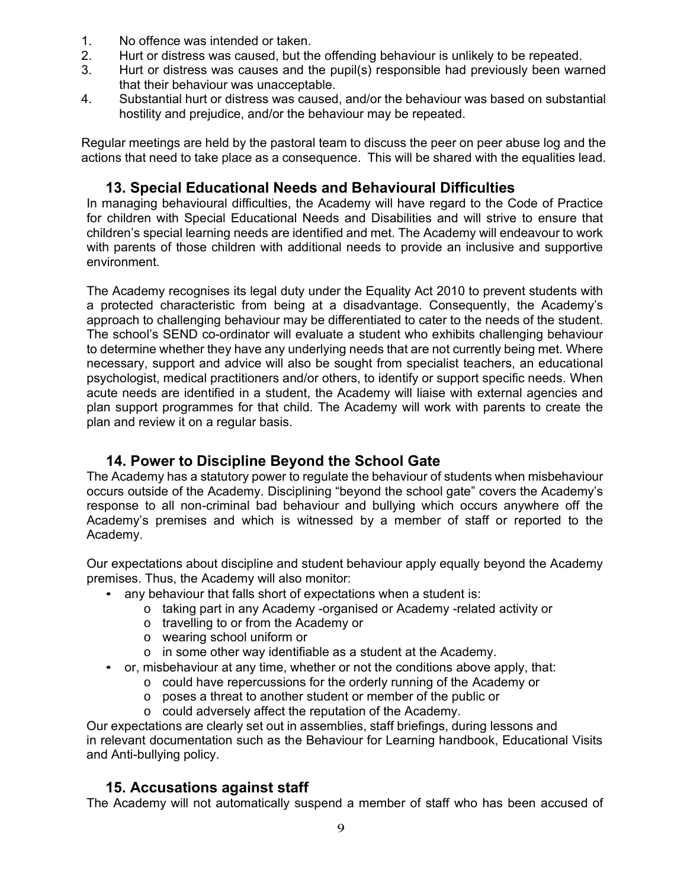1. No offence was intended or taken.
2. Hurt or distress was caused, but the offending behaviour is unlikely to be repeated.
3. Hurt or distress was causes and the pupil(s) responsible had previously been warned that their behaviour was unacceptable.
4. Substantial hurt or distress was caused, and/or the behaviour was based on substantial hostility and prejudice, and/or the behaviour may be repeated.

Regular meetings are held by the pastoral team to discuss the peer on peer abuse log and the actions that need to take place as a consequence. This will be shared with the equalities lead.

## 13. Special Educational Needs and Behavioural Difficulties

In managing behavioural difficulties, the Academy will have regard to the Code of Practice for children with Special Educational Needs and Disabilities and will strive to ensure that children's special learning needs are identified and met. The Academy will endeavour to work with parents of those children with additional needs to provide an inclusive and supportive environment.

The Academy recognises its legal duty under the Equality Act 2010 to prevent students with a protected characteristic from being at a disadvantage. Consequently, the Academy's approach to challenging behaviour may be differentiated to cater to the needs of the student. The school's SEND co-ordinator will evaluate a student who exhibits challenging behaviour to determine whether they have any underlying needs that are not currently being met. Where necessary, support and advice will also be sought from specialist teachers, an educational psychologist, medical practitioners and/or others, to identify or support specific needs. When acute needs are identified in a student, the Academy will liaise with external agencies and plan support programmes for that child. The Academy will work with parents to create the plan and review it on a regular basis.

## 14. Power to Discipline Beyond the School Gate

The Academy has a statutory power to regulate the behaviour of students when misbehaviour occurs outside of the Academy. Disciplining "beyond the school gate" covers the Academy's response to all non-criminal bad behaviour and bullying which occurs anywhere off the Academy's premises and which is witnessed by a member of staff or reported to the Academy.

Our expectations about discipline and student behaviour apply equally beyond the Academy premises. Thus, the Academy will also monitor:

- any behaviour that falls short of expectations when a student is:
    - taking part in any Academy -organised or Academy -related activity or
    - travelling to or from the Academy or
    - wearing school uniform or
    - in some other way identifiable as a student at the Academy.
- or, misbehaviour at any time, whether or not the conditions above apply, that:
    - could have repercussions for the orderly running of the Academy or
    - poses a threat to another student or member of the public or
    - could adversely affect the reputation of the Academy.

Our expectations are clearly set out in assemblies, staff briefings, during lessons and in relevant documentation such as the Behaviour for Learning handbook, Educational Visits and Anti-bullying policy.

## 15. Accusations against staff

The Academy will not automatically suspend a member of staff who has been accused of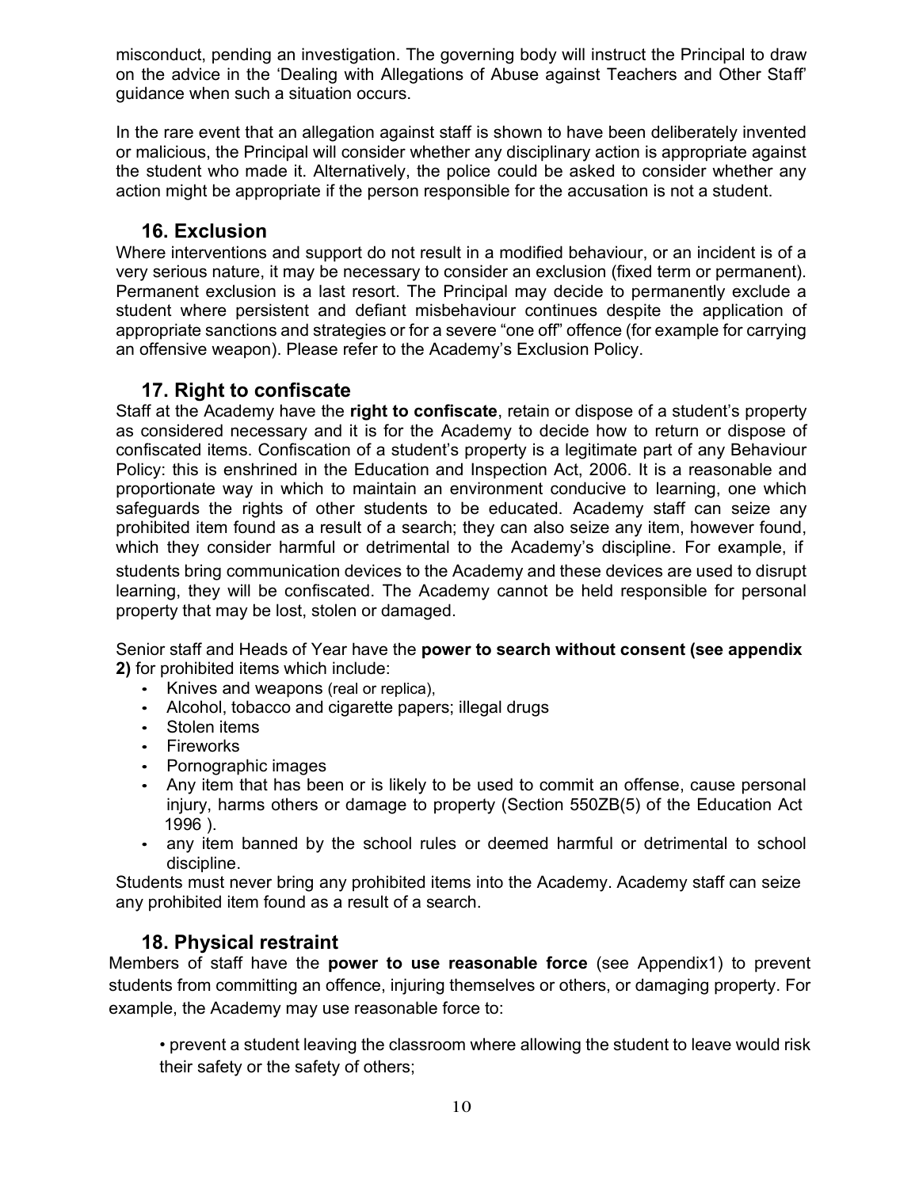misconduct, pending an investigation. The governing body will instruct the Principal to draw on the advice in the 'Dealing with Allegations of Abuse against Teachers and Other Staff' guidance when such a situation occurs.

In the rare event that an allegation against staff is shown to have been deliberately invented or malicious, the Principal will consider whether any disciplinary action is appropriate against the student who made it. Alternatively, the police could be asked to consider whether any action might be appropriate if the person responsible for the accusation is not a student.

## 16. Exclusion

Where interventions and support do not result in a modified behaviour, or an incident is of a very serious nature, it may be necessary to consider an exclusion (fixed term or permanent). Permanent exclusion is a last resort. The Principal may decide to permanently exclude a student where persistent and defiant misbehaviour continues despite the application of appropriate sanctions and strategies or for a severe "one off" offence (for example for carrying an offensive weapon). Please refer to the Academy's Exclusion Policy.

## 17. Right to confiscate

Staff at the Academy have the **right to confiscate**, retain or dispose of a student's property as considered necessary and it is for the Academy to decide how to return or dispose of confiscated items. Confiscation of a student's property is a legitimate part of any Behaviour Policy: this is enshrined in the Education and Inspection Act, 2006. It is a reasonable and proportionate way in which to maintain an environment conducive to learning, one which safeguards the rights of other students to be educated. Academy staff can seize any prohibited item found as a result of a search; they can also seize any item, however found, which they consider harmful or detrimental to the Academy's discipline. For example, if students bring communication devices to the Academy and these devices are used to disrupt learning, they will be confiscated. The Academy cannot be held responsible for personal property that may be lost, stolen or damaged.

Senior staff and Heads of Year have the **power to search without consent (see appendix 2)** for prohibited items which include:

- Knives and weapons (real or replica),
- Alcohol, tobacco and cigarette papers; illegal drugs
- Stolen items
- Fireworks
- Pornographic images
- Any item that has been or is likely to be used to commit an offense, cause personal injury, harms others or damage to property (Section 550ZB(5) of the Education Act 1996 ).
- any item banned by the school rules or deemed harmful or detrimental to school discipline.

Students must never bring any prohibited items into the Academy. Academy staff can seize any prohibited item found as a result of a search.

## 18. Physical restraint

Members of staff have the **power to use reasonable force** (see Appendix1) to prevent students from committing an offence, injuring themselves or others, or damaging property. For example, the Academy may use reasonable force to:

- prevent a student leaving the classroom where allowing the student to leave would risk their safety or the safety of others;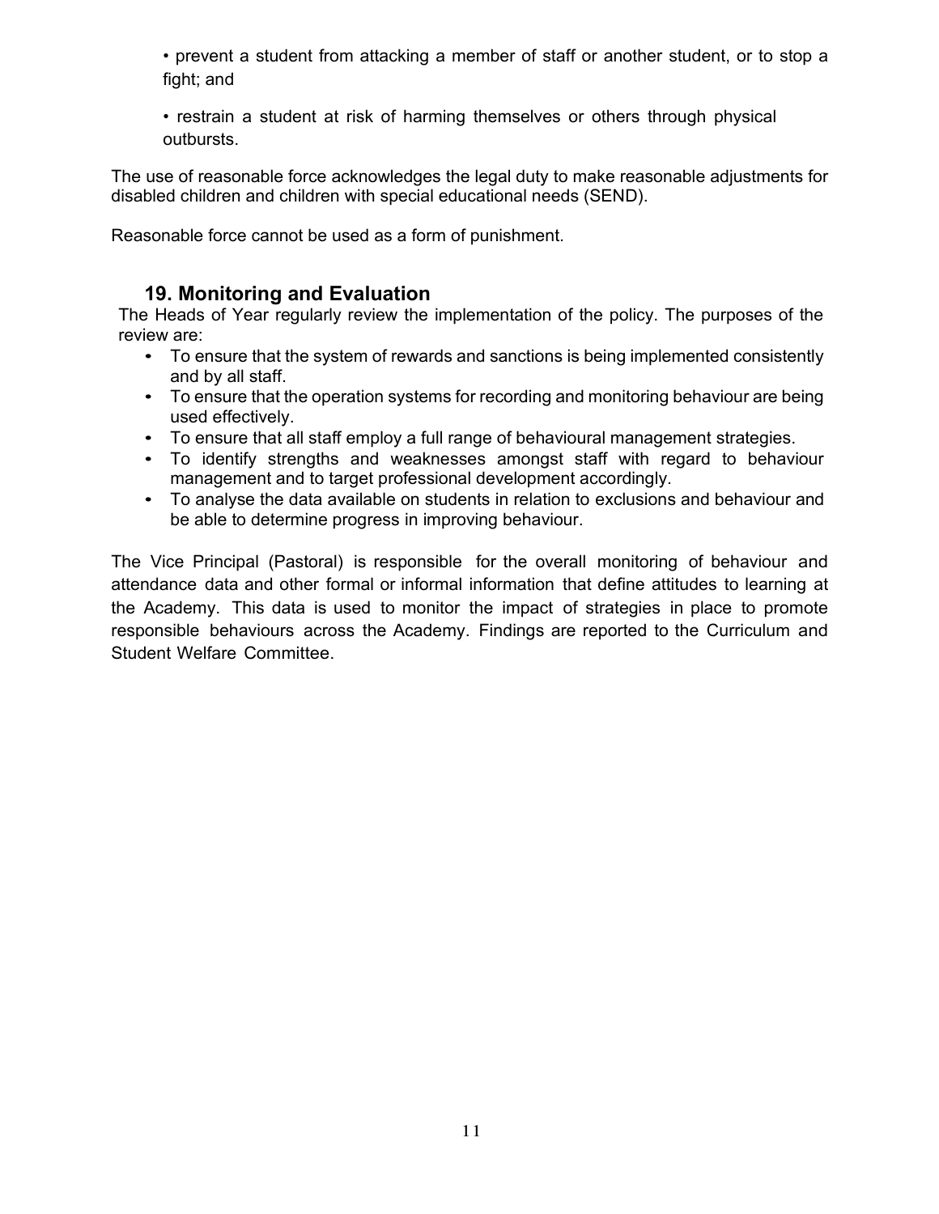- prevent a student from attacking a member of staff or another student, or to stop a fight; and
- restrain a student at risk of harming themselves or others through physical outbursts.

The use of reasonable force acknowledges the legal duty to make reasonable adjustments for disabled children and children with special educational needs (SEND).

Reasonable force cannot be used as a form of punishment.

## 19. Monitoring and Evaluation

The Heads of Year regularly review the implementation of the policy. The purposes of the review are:

- To ensure that the system of rewards and sanctions is being implemented consistently and by all staff.
- To ensure that the operation systems for recording and monitoring behaviour are being used effectively.
- To ensure that all staff employ a full range of behavioural management strategies.
- To identify strengths and weaknesses amongst staff with regard to behaviour management and to target professional development accordingly.
- To analyse the data available on students in relation to exclusions and behaviour and be able to determine progress in improving behaviour.

The Vice Principal (Pastoral) is responsible for the overall monitoring of behaviour and attendance data and other formal or informal information that define attitudes to learning at the Academy. This data is used to monitor the impact of strategies in place to promote responsible behaviours across the Academy. Findings are reported to the Curriculum and Student Welfare Committee.